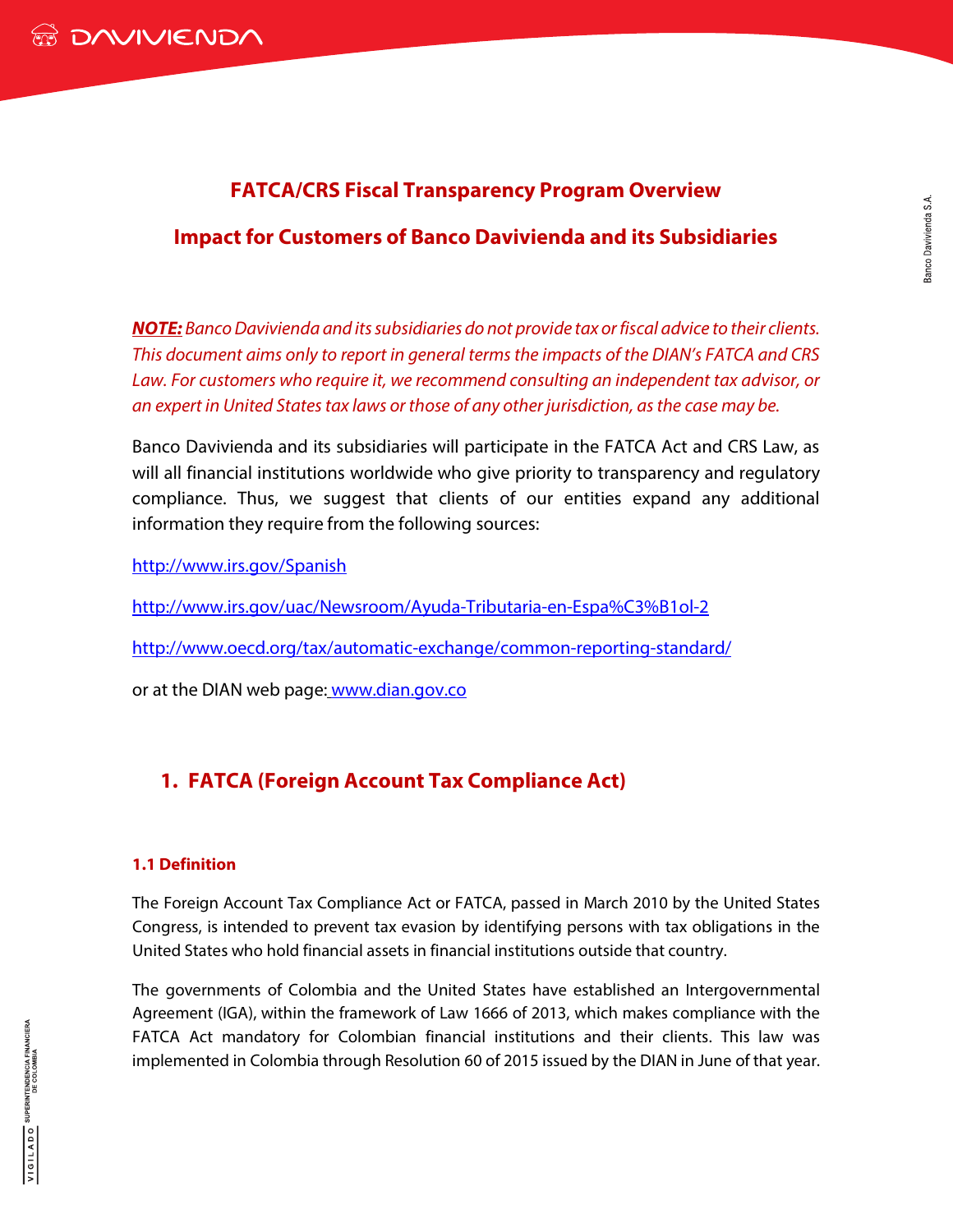## FATCA/CRS Fiscal Transparency Program Overview

## Impact for Customers of Banco Davivienda and its Subsidiaries

***NOTE:*** *Banco Davivienda and its subsidiaries do not provide tax or fiscal advice to their clients. This document aims only to report in general terms the impacts of the DIAN's FATCA and CRS Law. For customers who require it, we recommend consulting an independent tax advisor, or an expert in United States tax laws or those of any other jurisdiction, as the case may be.*

Banco Davivienda and its subsidiaries will participate in the FATCA Act and CRS Law, as will all financial institutions worldwide who give priority to transparency and regulatory compliance. Thus, we suggest that clients of our entities expand any additional information they require from the following sources:

http://www.irs.gov/Spanish

http://www.irs.gov/uac/Newsroom/Ayuda-Tributaria-en-Espa%C3%B1ol-2

http://www.oecd.org/tax/automatic-exchange/common-reporting-standard/

or at the DIAN web page: www.dian.gov.co

## 1. FATCA (Foreign Account Tax Compliance Act)

### 1.1 Definition

The Foreign Account Tax Compliance Act or FATCA, passed in March 2010 by the United States Congress, is intended to prevent tax evasion by identifying persons with tax obligations in the United States who hold financial assets in financial institutions outside that country.

The governments of Colombia and the United States have established an Intergovernmental Agreement (IGA), within the framework of Law 1666 of 2013, which makes compliance with the FATCA Act mandatory for Colombian financial institutions and their clients. This law was implemented in Colombia through Resolution 60 of 2015 issued by the DIAN in June of that year.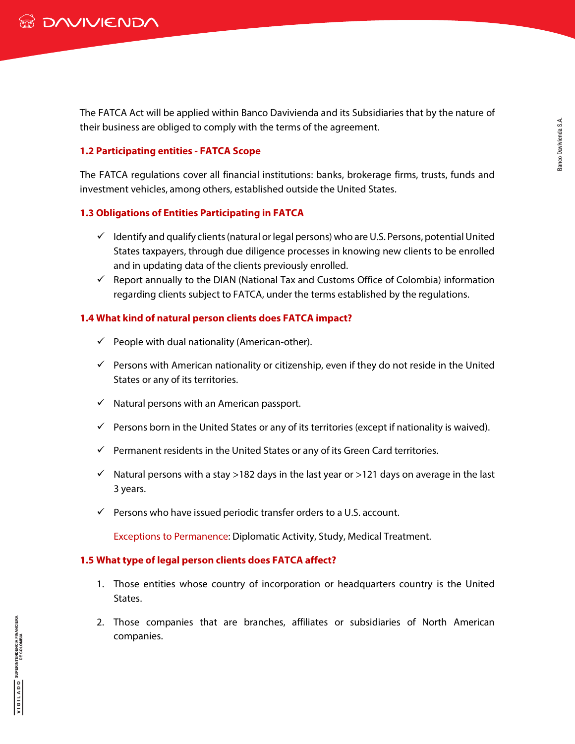The FATCA Act will be applied within Banco Davivienda and its Subsidiaries that by the nature of their business are obliged to comply with the terms of the agreement.

### 1.2 Participating entities - FATCA Scope

The FATCA regulations cover all financial institutions: banks, brokerage firms, trusts, funds and investment vehicles, among others, established outside the United States.

### 1.3 Obligations of Entities Participating in FATCA

- ✓ Identify and qualify clients (natural or legal persons) who are U.S. Persons, potential United States taxpayers, through due diligence processes in knowing new clients to be enrolled and in updating data of the clients previously enrolled.
- ✓ Report annually to the DIAN (National Tax and Customs Office of Colombia) information regarding clients subject to FATCA, under the terms established by the regulations.

### 1.4 What kind of natural person clients does FATCA impact?

- ✓ People with dual nationality (American-other).
- ✓ Persons with American nationality or citizenship, even if they do not reside in the United States or any of its territories.
- ✓ Natural persons with an American passport.
- ✓ Persons born in the United States or any of its territories (except if nationality is waived).
- ✓ Permanent residents in the United States or any of its Green Card territories.
- ✓ Natural persons with a stay >182 days in the last year or >121 days on average in the last 3 years.
- ✓ Persons who have issued periodic transfer orders to a U.S. account.

Exceptions to Permanence: Diplomatic Activity, Study, Medical Treatment.

### 1.5 What type of legal person clients does FATCA affect?

1. Those entities whose country of incorporation or headquarters country is the United States.
2. Those companies that are branches, affiliates or subsidiaries of North American companies.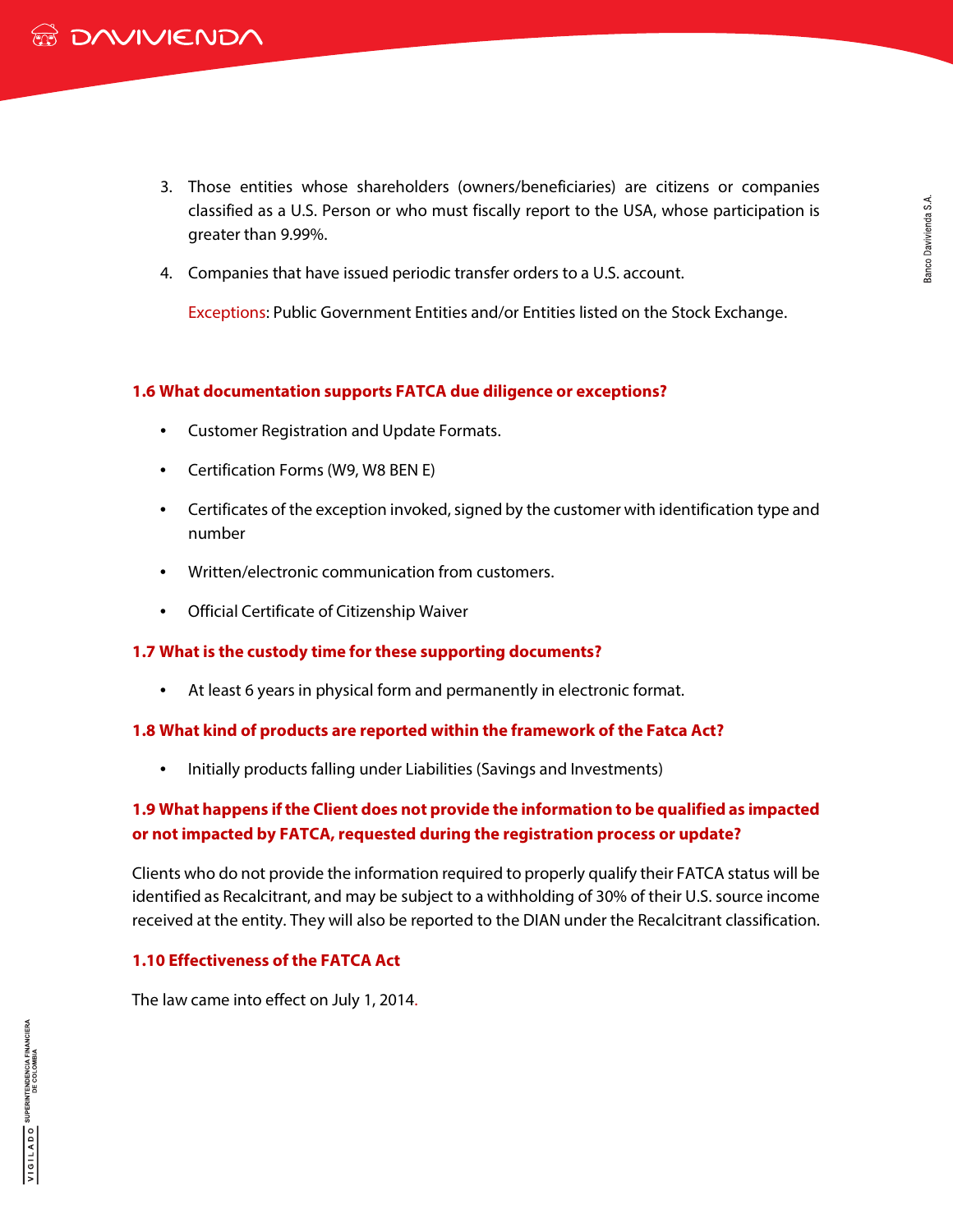3. Those entities whose shareholders (owners/beneficiaries) are citizens or companies classified as a U.S. Person or who must fiscally report to the USA, whose participation is greater than 9.99%.

4. Companies that have issued periodic transfer orders to a U.S. account.

   Exceptions: Public Government Entities and/or Entities listed on the Stock Exchange.

### 1.6 What documentation supports FATCA due diligence or exceptions?

- Customer Registration and Update Formats.
- Certification Forms (W9, W8 BEN E)
- Certificates of the exception invoked, signed by the customer with identification type and number
- Written/electronic communication from customers.
- Official Certificate of Citizenship Waiver

### 1.7 What is the custody time for these supporting documents?

- At least 6 years in physical form and permanently in electronic format.

### 1.8 What kind of products are reported within the framework of the Fatca Act?

- Initially products falling under Liabilities (Savings and Investments)

### 1.9 What happens if the Client does not provide the information to be qualified as impacted or not impacted by FATCA, requested during the registration process or update?

Clients who do not provide the information required to properly qualify their FATCA status will be identified as Recalcitrant, and may be subject to a withholding of 30% of their U.S. source income received at the entity. They will also be reported to the DIAN under the Recalcitrant classification.

### 1.10 Effectiveness of the FATCA Act

The law came into effect on July 1, 2014.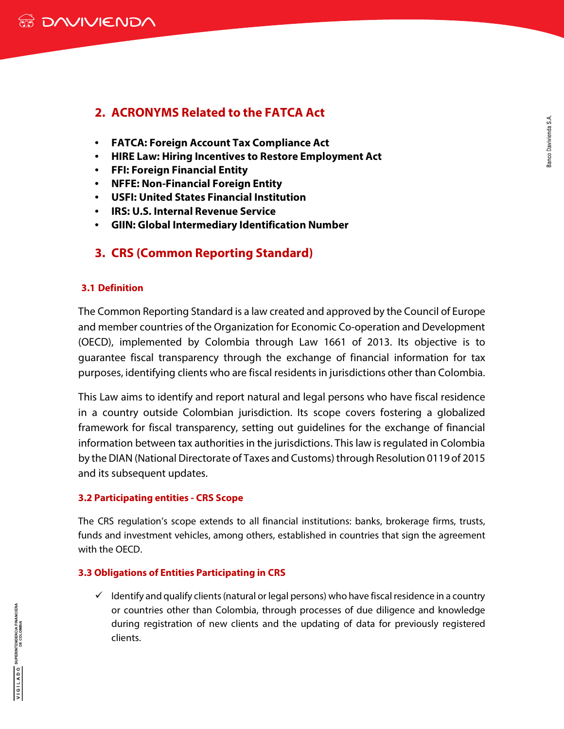## 2. ACRONYMS Related to the FATCA Act

- **FATCA: Foreign Account Tax Compliance Act**
- **HIRE Law: Hiring Incentives to Restore Employment Act**
- **FFI: Foreign Financial Entity**
- **NFFE: Non-Financial Foreign Entity**
- **USFI: United States Financial Institution**
- **IRS: U.S. Internal Revenue Service**
- **GIIN: Global Intermediary Identification Number**

## 3. CRS (Common Reporting Standard)

### 3.1 Definition

The Common Reporting Standard is a law created and approved by the Council of Europe and member countries of the Organization for Economic Co-operation and Development (OECD), implemented by Colombia through Law 1661 of 2013. Its objective is to guarantee fiscal transparency through the exchange of financial information for tax purposes, identifying clients who are fiscal residents in jurisdictions other than Colombia.

This Law aims to identify and report natural and legal persons who have fiscal residence in a country outside Colombian jurisdiction. Its scope covers fostering a globalized framework for fiscal transparency, setting out guidelines for the exchange of financial information between tax authorities in the jurisdictions. This law is regulated in Colombia by the DIAN (National Directorate of Taxes and Customs) through Resolution 0119 of 2015 and its subsequent updates.

### 3.2 Participating entities - CRS Scope

The CRS regulation's scope extends to all financial institutions: banks, brokerage firms, trusts, funds and investment vehicles, among others, established in countries that sign the agreement with the OECD.

### 3.3 Obligations of Entities Participating in CRS

- ✓ Identify and qualify clients (natural or legal persons) who have fiscal residence in a country or countries other than Colombia, through processes of due diligence and knowledge during registration of new clients and the updating of data for previously registered clients.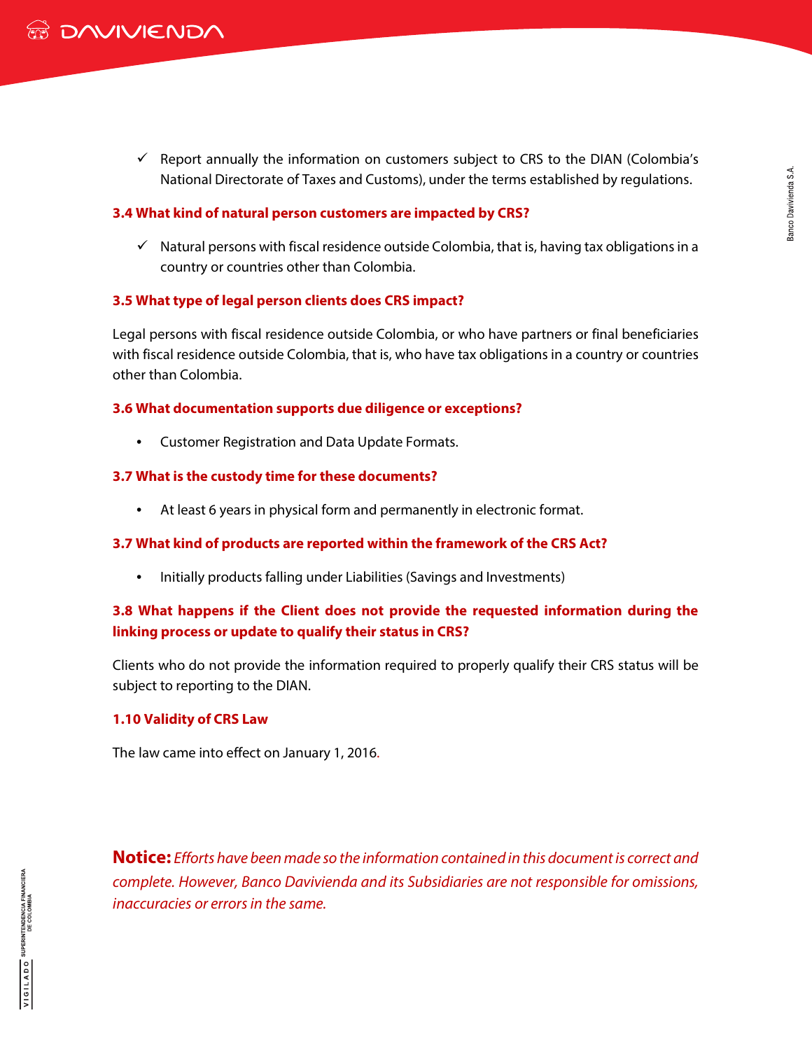- ✓ Report annually the information on customers subject to CRS to the DIAN (Colombia's National Directorate of Taxes and Customs), under the terms established by regulations.

### 3.4 What kind of natural person customers are impacted by CRS?

- ✓ Natural persons with fiscal residence outside Colombia, that is, having tax obligations in a country or countries other than Colombia.

### 3.5 What type of legal person clients does CRS impact?

Legal persons with fiscal residence outside Colombia, or who have partners or final beneficiaries with fiscal residence outside Colombia, that is, who have tax obligations in a country or countries other than Colombia.

### 3.6 What documentation supports due diligence or exceptions?

- Customer Registration and Data Update Formats.

### 3.7 What is the custody time for these documents?

- At least 6 years in physical form and permanently in electronic format.

### 3.7 What kind of products are reported within the framework of the CRS Act?

- Initially products falling under Liabilities (Savings and Investments)

### 3.8 What happens if the Client does not provide the requested information during the linking process or update to qualify their status in CRS?

Clients who do not provide the information required to properly qualify their CRS status will be subject to reporting to the DIAN.

### 1.10 Validity of CRS Law

The law came into effect on January 1, 2016.

**Notice:** *Efforts have been made so the information contained in this document is correct and complete. However, Banco Davivienda and its Subsidiaries are not responsible for omissions, inaccuracies or errors in the same.*